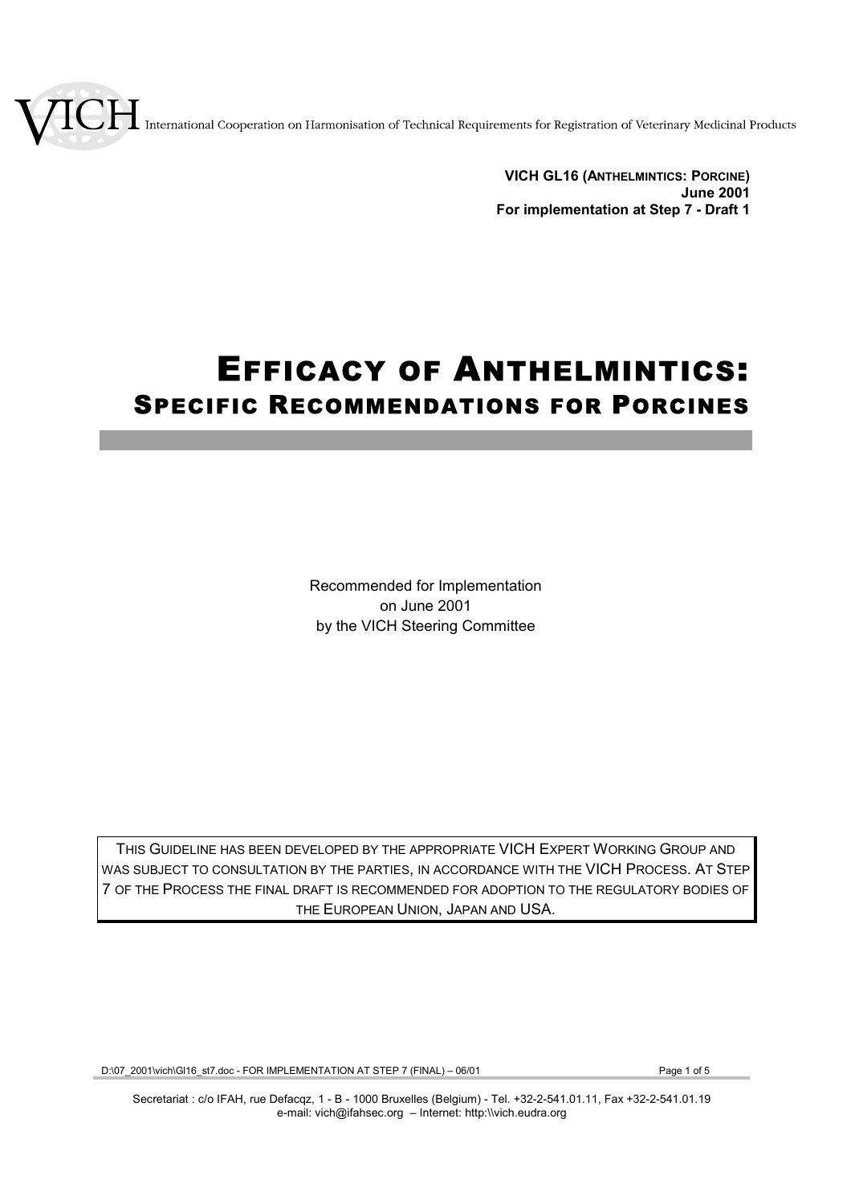VICH International Cooperation on Harmonisation of Technical Requirements for Registration of Veterinary Medicinal Products

**VICH GL16 (ANTHELMINTICS: PORCINE)**
**June 2001**
**For implementation at Step 7 - Draft 1**

# EFFICACY OF ANTHELMINTICS: SPECIFIC RECOMMENDATIONS FOR PORCINES

Recommended for Implementation
on June 2001
by the VICH Steering Committee

THIS GUIDELINE HAS BEEN DEVELOPED BY THE APPROPRIATE VICH EXPERT WORKING GROUP AND WAS SUBJECT TO CONSULTATION BY THE PARTIES, IN ACCORDANCE WITH THE VICH PROCESS. AT STEP 7 OF THE PROCESS THE FINAL DRAFT IS RECOMMENDED FOR ADOPTION TO THE REGULATORY BODIES OF THE EUROPEAN UNION, JAPAN AND USA.

Secretariat : c/o IFAH, rue Defacqz, 1 - B - 1000 Bruxelles (Belgium) - Tel. +32-2-541.01.11, Fax +32-2-541.01.19
e-mail: vich@ifahsec.org – Internet: http:\\vich.eudra.org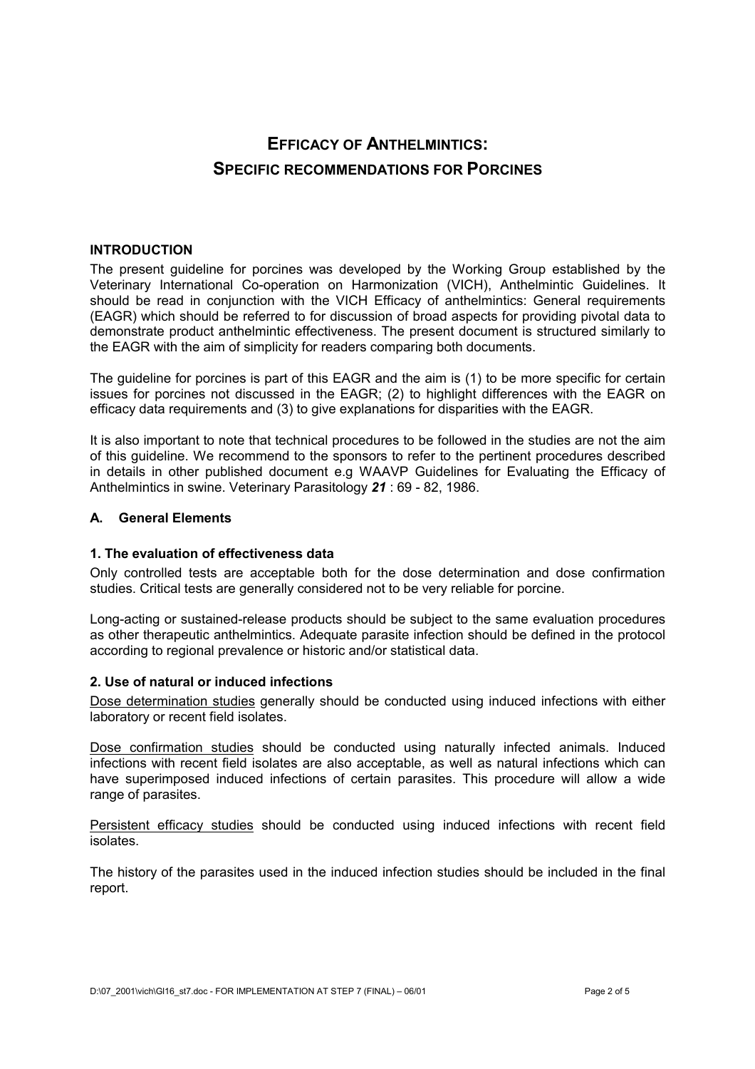# EFFICACY OF ANTHELMINTICS:
# SPECIFIC RECOMMENDATIONS FOR PORCINES

## INTRODUCTION

The present guideline for porcines was developed by the Working Group established by the Veterinary International Co-operation on Harmonization (VICH), Anthelmintic Guidelines. It should be read in conjunction with the VICH Efficacy of anthelmintics: General requirements (EAGR) which should be referred to for discussion of broad aspects for providing pivotal data to demonstrate product anthelmintic effectiveness. The present document is structured similarly to the EAGR with the aim of simplicity for readers comparing both documents.

The guideline for porcines is part of this EAGR and the aim is (1) to be more specific for certain issues for porcines not discussed in the EAGR; (2) to highlight differences with the EAGR on efficacy data requirements and (3) to give explanations for disparities with the EAGR.

It is also important to note that technical procedures to be followed in the studies are not the aim of this guideline. We recommend to the sponsors to refer to the pertinent procedures described in details in other published document e.g WAAVP Guidelines for Evaluating the Efficacy of Anthelmintics in swine. Veterinary Parasitology ***21*** : 69 - 82, 1986.

## A. General Elements

### 1. The evaluation of effectiveness data

Only controlled tests are acceptable both for the dose determination and dose confirmation studies. Critical tests are generally considered not to be very reliable for porcine.

Long-acting or sustained-release products should be subject to the same evaluation procedures as other therapeutic anthelmintics. Adequate parasite infection should be defined in the protocol according to regional prevalence or historic and/or statistical data.

### 2. Use of natural or induced infections

Dose determination studies generally should be conducted using induced infections with either laboratory or recent field isolates.

Dose confirmation studies should be conducted using naturally infected animals. Induced infections with recent field isolates are also acceptable, as well as natural infections which can have superimposed induced infections of certain parasites. This procedure will allow a wide range of parasites.

Persistent efficacy studies should be conducted using induced infections with recent field isolates.

The history of the parasites used in the induced infection studies should be included in the final report.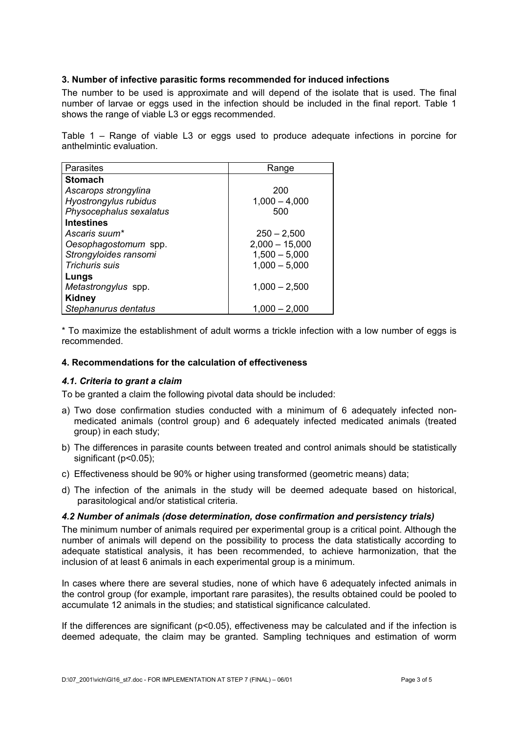### 3. Number of infective parasitic forms recommended for induced infections

The number to be used is approximate and will depend of the isolate that is used. The final number of larvae or eggs used in the infection should be included in the final report. Table 1 shows the range of viable L3 or eggs recommended.

Table 1 – Range of viable L3 or eggs used to produce adequate infections in porcine for anthelmintic evaluation.

| Parasites | Range |
|---|---|
| **Stomach** | |
| *Ascarops strongylina* | 200 |
| *Hyostrongylus rubidus* | 1,000 – 4,000 |
| *Physocephalus sexalatus* | 500 |
| **Intestines** | |
| *Ascaris suum** | 250 – 2,500 |
| *Oesophagostomum* spp. | 2,000 – 15,000 |
| *Strongyloides ransomi* | 1,500 – 5,000 |
| *Trichuris suis* | 1,000 – 5,000 |
| **Lungs** | |
| *Metastrongylus* spp. | 1,000 – 2,500 |
| **Kidney** | |
| *Stephanurus dentatus* | 1,000 – 2,000 |

* To maximize the establishment of adult worms a trickle infection with a low number of eggs is recommended.

### 4. Recommendations for the calculation of effectiveness

#### *4.1. Criteria to grant a claim*

To be granted a claim the following pivotal data should be included:

a) Two dose confirmation studies conducted with a minimum of 6 adequately infected non-medicated animals (control group) and 6 adequately infected medicated animals (treated group) in each study;

b) The differences in parasite counts between treated and control animals should be statistically significant ($p<0.05$);

c) Effectiveness should be 90% or higher using transformed (geometric means) data;

d) The infection of the animals in the study will be deemed adequate based on historical, parasitological and/or statistical criteria.

#### *4.2 Number of animals (dose determination, dose confirmation and persistency trials)*

The minimum number of animals required per experimental group is a critical point. Although the number of animals will depend on the possibility to process the data statistically according to adequate statistical analysis, it has been recommended, to achieve harmonization, that the inclusion of at least 6 animals in each experimental group is a minimum.

In cases where there are several studies, none of which have 6 adequately infected animals in the control group (for example, important rare parasites), the results obtained could be pooled to accumulate 12 animals in the studies; and statistical significance calculated.

If the differences are significant ($p<0.05$), effectiveness may be calculated and if the infection is deemed adequate, the claim may be granted. Sampling techniques and estimation of worm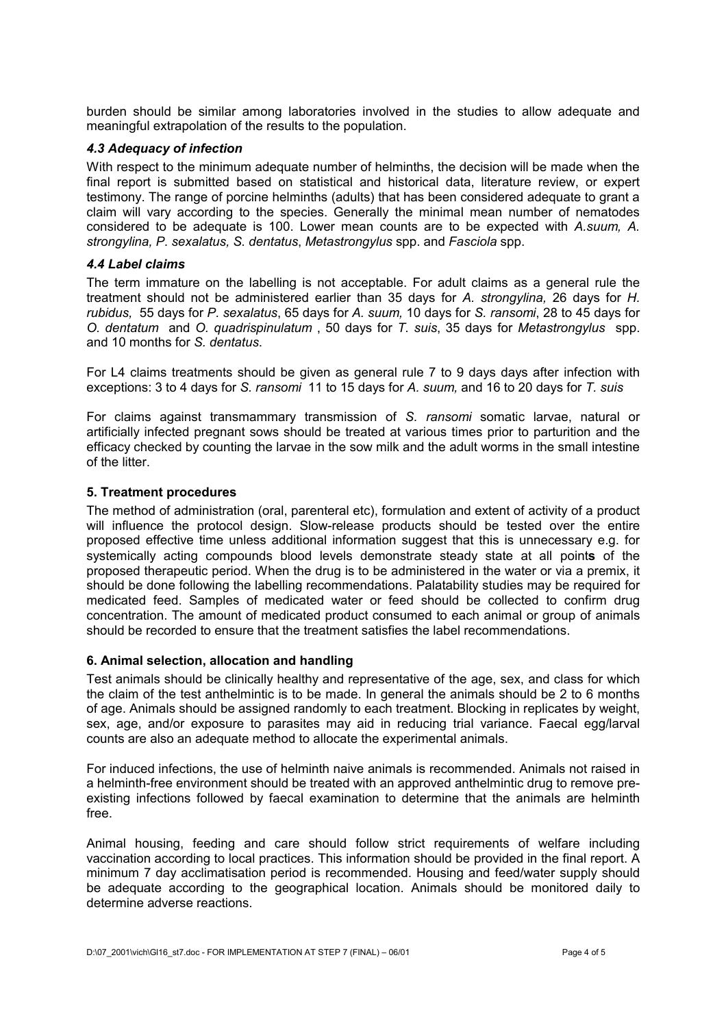burden should be similar among laboratories involved in the studies to allow adequate and meaningful extrapolation of the results to the population.

### *4.3 Adequacy of infection*

With respect to the minimum adequate number of helminths, the decision will be made when the final report is submitted based on statistical and historical data, literature review, or expert testimony. The range of porcine helminths (adults) that has been considered adequate to grant a claim will vary according to the species. Generally the minimal mean number of nematodes considered to be adequate is 100. Lower mean counts are to be expected with *A.suum, A. strongylina, P. sexalatus, S. dentatus*, *Metastrongylus* spp. and *Fasciola* spp.

### *4.4 Label claims*

The term immature on the labelling is not acceptable. For adult claims as a general rule the treatment should not be administered earlier than 35 days for *A. strongylina,* 26 days for *H. rubidus,* 55 days for *P. sexalatus*, 65 days for *A. suum,* 10 days for *S. ransomi*, 28 to 45 days for *O. dentatum* and *O. quadrispinulatum* , 50 days for *T. suis*, 35 days for *Metastrongylus* spp. and 10 months for *S. dentatus*.

For L4 claims treatments should be given as general rule 7 to 9 days days after infection with exceptions: 3 to 4 days for *S. ransomi* 11 to 15 days for *A. suum,* and 16 to 20 days for *T. suis*

For claims against transmammary transmission of *S. ransomi* somatic larvae, natural or artificially infected pregnant sows should be treated at various times prior to parturition and the efficacy checked by counting the larvae in the sow milk and the adult worms in the small intestine of the litter.

## 5. Treatment procedures

The method of administration (oral, parenteral etc), formulation and extent of activity of a product will influence the protocol design. Slow-release products should be tested over the entire proposed effective time unless additional information suggest that this is unnecessary e.g. for systemically acting compounds blood levels demonstrate steady state at all point**s** of the proposed therapeutic period. When the drug is to be administered in the water or via a premix, it should be done following the labelling recommendations. Palatability studies may be required for medicated feed. Samples of medicated water or feed should be collected to confirm drug concentration. The amount of medicated product consumed to each animal or group of animals should be recorded to ensure that the treatment satisfies the label recommendations.

## 6. Animal selection, allocation and handling

Test animals should be clinically healthy and representative of the age, sex, and class for which the claim of the test anthelmintic is to be made. In general the animals should be 2 to 6 months of age. Animals should be assigned randomly to each treatment. Blocking in replicates by weight, sex, age, and/or exposure to parasites may aid in reducing trial variance. Faecal egg/larval counts are also an adequate method to allocate the experimental animals.

For induced infections, the use of helminth naive animals is recommended. Animals not raised in a helminth-free environment should be treated with an approved anthelmintic drug to remove pre-existing infections followed by faecal examination to determine that the animals are helminth free.

Animal housing, feeding and care should follow strict requirements of welfare including vaccination according to local practices. This information should be provided in the final report. A minimum 7 day acclimatisation period is recommended. Housing and feed/water supply should be adequate according to the geographical location. Animals should be monitored daily to determine adverse reactions.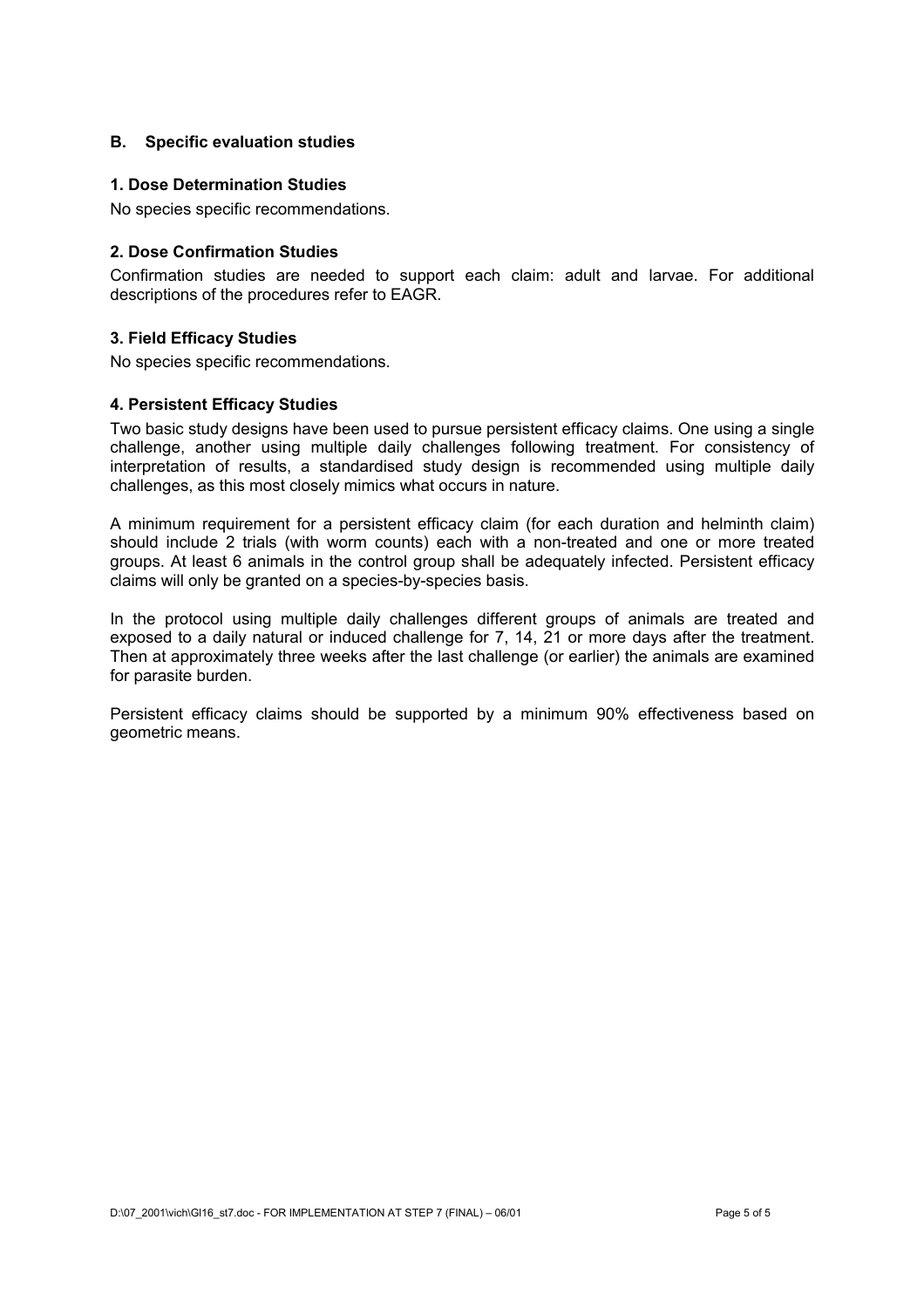## B. Specific evaluation studies

### 1. Dose Determination Studies

No species specific recommendations.

### 2. Dose Confirmation Studies

Confirmation studies are needed to support each claim: adult and larvae. For additional descriptions of the procedures refer to EAGR.

### 3. Field Efficacy Studies

No species specific recommendations.

### 4. Persistent Efficacy Studies

Two basic study designs have been used to pursue persistent efficacy claims. One using a single challenge, another using multiple daily challenges following treatment. For consistency of interpretation of results, a standardised study design is recommended using multiple daily challenges, as this most closely mimics what occurs in nature.

A minimum requirement for a persistent efficacy claim (for each duration and helminth claim) should include 2 trials (with worm counts) each with a non-treated and one or more treated groups. At least 6 animals in the control group shall be adequately infected. Persistent efficacy claims will only be granted on a species-by-species basis.

In the protocol using multiple daily challenges different groups of animals are treated and exposed to a daily natural or induced challenge for 7, 14, 21 or more days after the treatment. Then at approximately three weeks after the last challenge (or earlier) the animals are examined for parasite burden.

Persistent efficacy claims should be supported by a minimum 90% effectiveness based on geometric means.